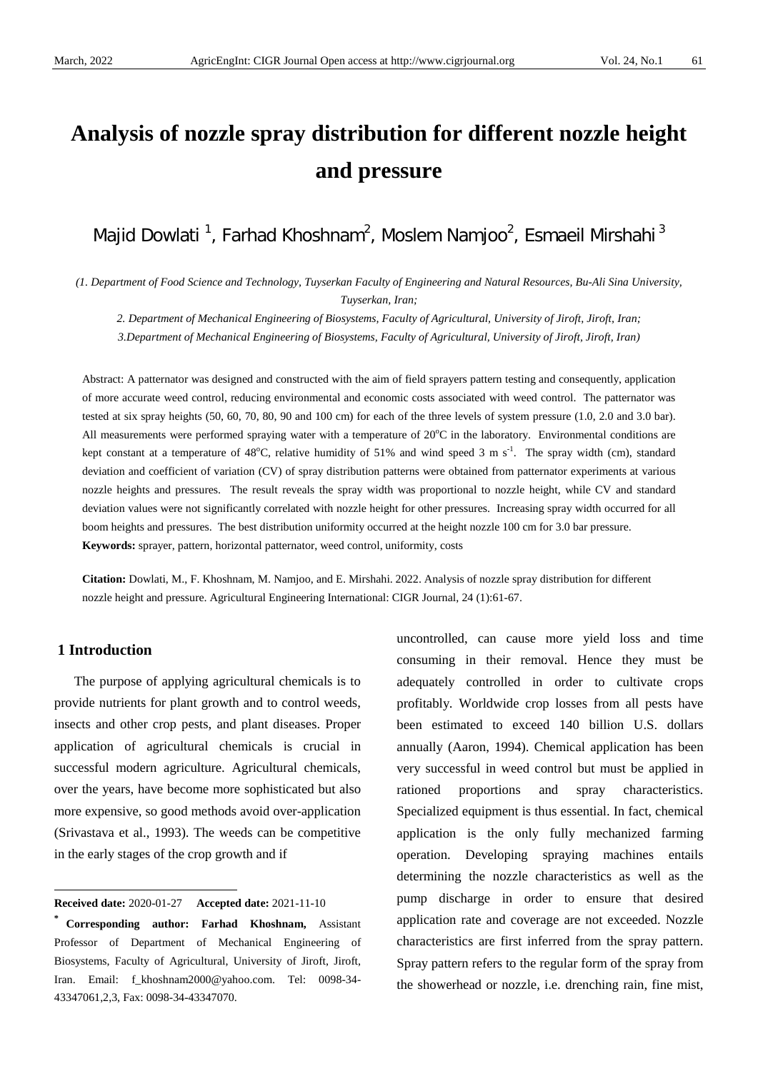# Analysis of nozzle spray distribution for different nozzle height and pressure

Majid Dowlati [1], Farhad Khoshnam[2], Moslem Namjoo[2], Esmaeil Mirshahi [3]

*(1. Department of Food Science and Technology, Tuyserkan Faculty of Engineering and Natural Resources, Bu-Ali Sina University, Tuyserkan, Iran;*

*2. Department of Mechanical Engineering of Biosystems, Faculty of Agricultural, University of Jiroft, Jiroft, Iran;*

*3.Department of Mechanical Engineering of Biosystems, Faculty of Agricultural, University of Jiroft, Jiroft, Iran)*

Abstract: A patternator was designed and constructed with the aim of field sprayers pattern testing and consequently, application of more accurate weed control, reducing environmental and economic costs associated with weed control. The patternator was tested at six spray heights (50, 60, 70, 80, 90 and 100 cm) for each of the three levels of system pressure (1.0, 2.0 and 3.0 bar). All measurements were performed spraying water with a temperature of 20°C in the laboratory. Environmental conditions are kept constant at a temperature of 48°C, relative humidity of 51% and wind speed 3 m s$^{-1}$. The spray width (cm), standard deviation and coefficient of variation (CV) of spray distribution patterns were obtained from patternator experiments at various nozzle heights and pressures. The result reveals the spray width was proportional to nozzle height, while CV and standard deviation values were not significantly correlated with nozzle height for other pressures. Increasing spray width occurred for all boom heights and pressures. The best distribution uniformity occurred at the height nozzle 100 cm for 3.0 bar pressure.

**Keywords:** sprayer, pattern, horizontal patternator, weed control, uniformity, costs

**Citation:** Dowlati, M., F. Khoshnam, M. Namjoo, and E. Mirshahi. 2022. Analysis of nozzle spray distribution for different nozzle height and pressure. Agricultural Engineering International: CIGR Journal, 24 (1):61-67.

## 1 Introduction

The purpose of applying agricultural chemicals is to provide nutrients for plant growth and to control weeds, insects and other crop pests, and plant diseases. Proper application of agricultural chemicals is crucial in successful modern agriculture. Agricultural chemicals, over the years, have become more sophisticated but also more expensive, so good methods avoid over-application (Srivastava et al., 1993). The weeds can be competitive in the early stages of the crop growth and if uncontrolled, can cause more yield loss and time consuming in their removal. Hence they must be adequately controlled in order to cultivate crops profitably. Worldwide crop losses from all pests have been estimated to exceed 140 billion U.S. dollars annually (Aaron, 1994). Chemical application has been very successful in weed control but must be applied in rationed proportions and spray characteristics. Specialized equipment is thus essential. In fact, chemical application is the only fully mechanized farming operation. Developing spraying machines entails determining the nozzle characteristics as well as the pump discharge in order to ensure that desired application rate and coverage are not exceeded. Nozzle characteristics are first inferred from the spray pattern. Spray pattern refers to the regular form of the spray from the showerhead or nozzle, i.e. drenching rain, fine mist,

---

**Received date:** 2020-01-27 **Accepted date:** 2021-11-10

\* **Corresponding author: Farhad Khoshnam,** Assistant Professor of Department of Mechanical Engineering of Biosystems, Faculty of Agricultural, University of Jiroft, Jiroft, Iran. Email: f_khoshnam2000@yahoo.com. Tel: 0098-34-43347061,2,3, Fax: 0098-34-43347070.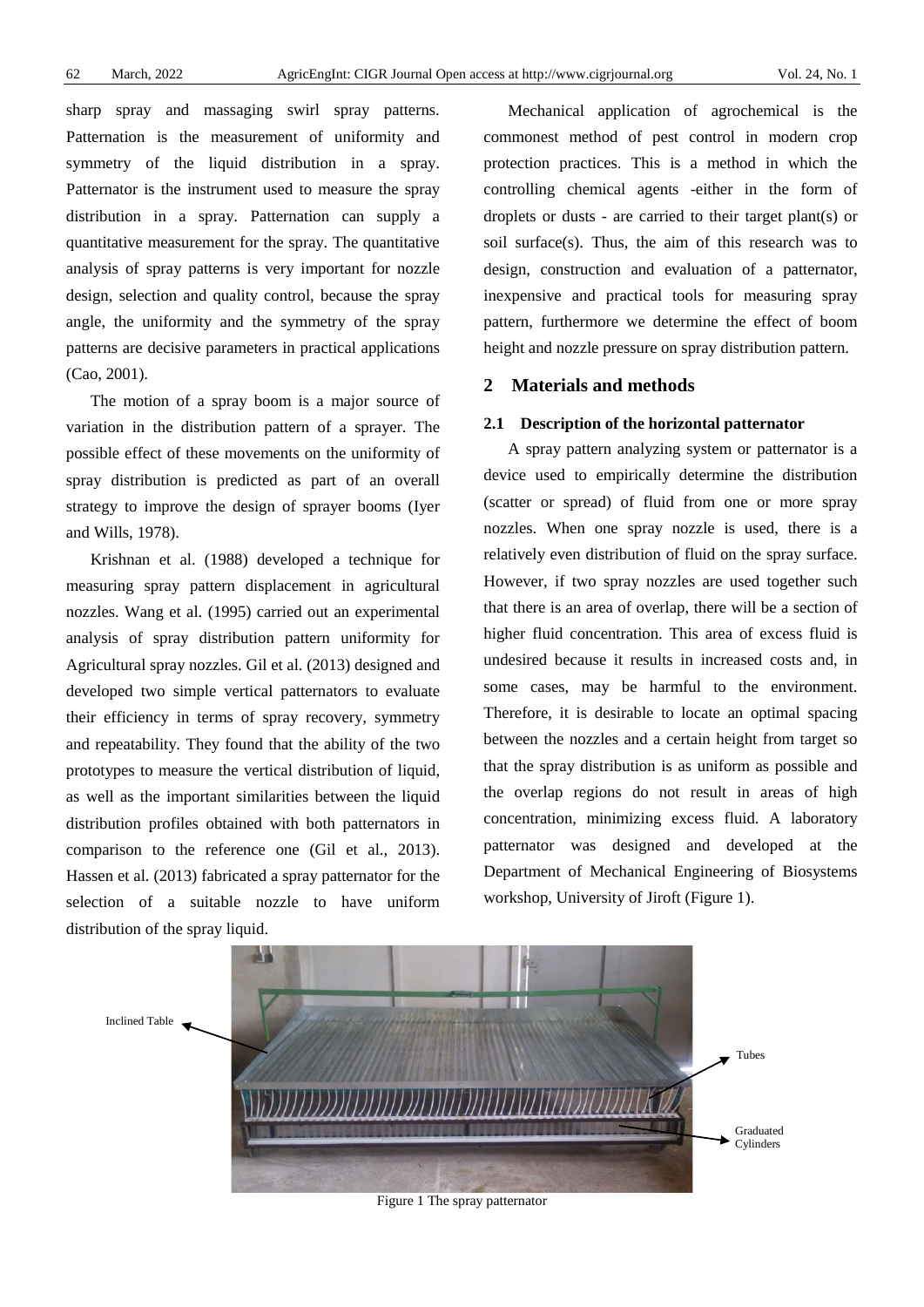sharp spray and massaging swirl spray patterns. Patternation is the measurement of uniformity and symmetry of the liquid distribution in a spray. Patternator is the instrument used to measure the spray distribution in a spray. Patternation can supply a quantitative measurement for the spray. The quantitative analysis of spray patterns is very important for nozzle design, selection and quality control, because the spray angle, the uniformity and the symmetry of the spray patterns are decisive parameters in practical applications (Cao, 2001).

The motion of a spray boom is a major source of variation in the distribution pattern of a sprayer. The possible effect of these movements on the uniformity of spray distribution is predicted as part of an overall strategy to improve the design of sprayer booms (Iyer and Wills, 1978).

Krishnan et al. (1988) developed a technique for measuring spray pattern displacement in agricultural nozzles. Wang et al. (1995) carried out an experimental analysis of spray distribution pattern uniformity for Agricultural spray nozzles. Gil et al. (2013) designed and developed two simple vertical patternators to evaluate their efficiency in terms of spray recovery, symmetry and repeatability. They found that the ability of the two prototypes to measure the vertical distribution of liquid, as well as the important similarities between the liquid distribution profiles obtained with both patternators in comparison to the reference one (Gil et al., 2013). Hassen et al. (2013) fabricated a spray patternator for the selection of a suitable nozzle to have uniform distribution of the spray liquid.

Mechanical application of agrochemical is the commonest method of pest control in modern crop protection practices. This is a method in which the controlling chemical agents -either in the form of droplets or dusts - are carried to their target plant(s) or soil surface(s). Thus, the aim of this research was to design, construction and evaluation of a patternator, inexpensive and practical tools for measuring spray pattern, furthermore we determine the effect of boom height and nozzle pressure on spray distribution pattern.

## 2 Materials and methods

### 2.1 Description of the horizontal patternator

A spray pattern analyzing system or patternator is a device used to empirically determine the distribution (scatter or spread) of fluid from one or more spray nozzles. When one spray nozzle is used, there is a relatively even distribution of fluid on the spray surface. However, if two spray nozzles are used together such that there is an area of overlap, there will be a section of higher fluid concentration. This area of excess fluid is undesired because it results in increased costs and, in some cases, may be harmful to the environment. Therefore, it is desirable to locate an optimal spacing between the nozzles and a certain height from target so that the spray distribution is as uniform as possible and the overlap regions do not result in areas of high concentration, minimizing excess fluid. A laboratory patternator was designed and developed at the Department of Mechanical Engineering of Biosystems workshop, University of Jiroft (Figure 1).

Inclined Table

Tubes

Graduated Cylinders

Figure 1 The spray patternator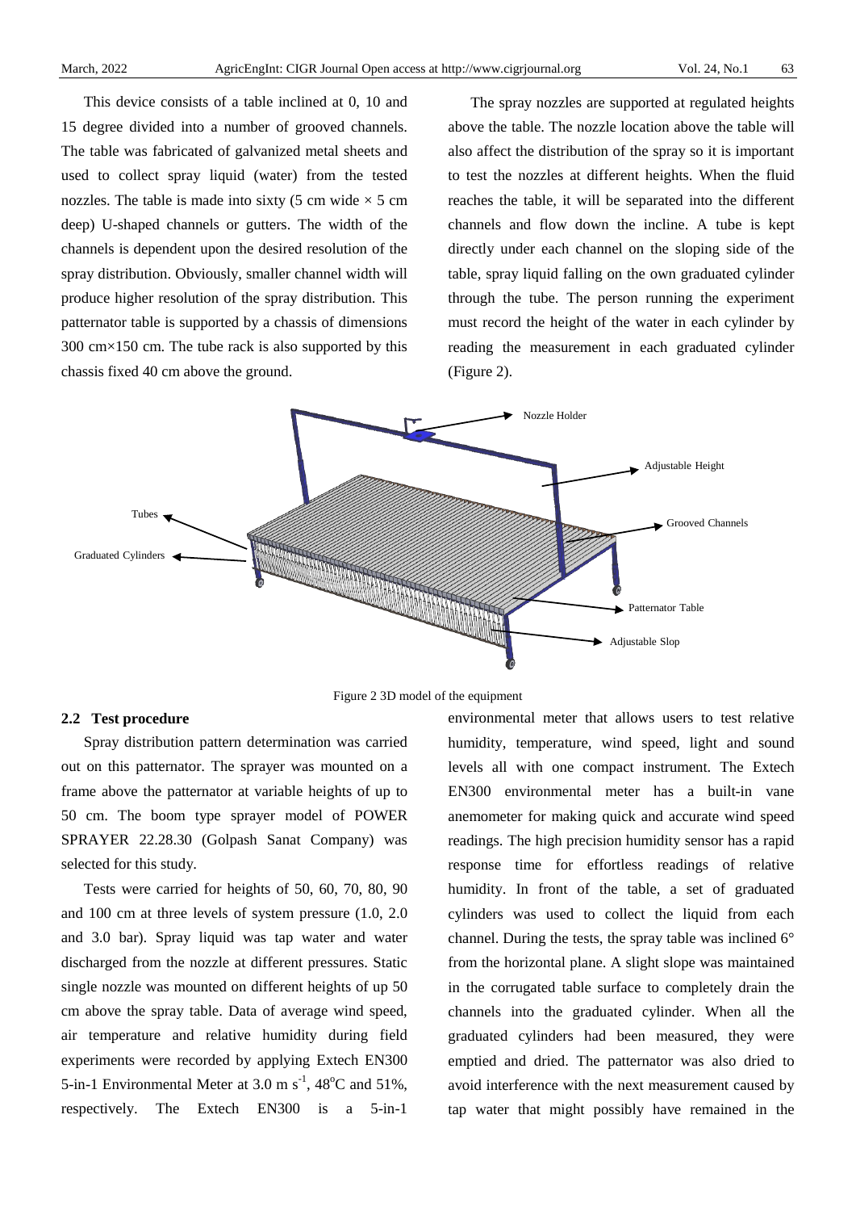This device consists of a table inclined at 0, 10 and 15 degree divided into a number of grooved channels. The table was fabricated of galvanized metal sheets and used to collect spray liquid (water) from the tested nozzles. The table is made into sixty (5 cm wide × 5 cm deep) U-shaped channels or gutters. The width of the channels is dependent upon the desired resolution of the spray distribution. Obviously, smaller channel width will produce higher resolution of the spray distribution. This patternator table is supported by a chassis of dimensions 300 cm×150 cm. The tube rack is also supported by this chassis fixed 40 cm above the ground.

The spray nozzles are supported at regulated heights above the table. The nozzle location above the table will also affect the distribution of the spray so it is important to test the nozzles at different heights. When the fluid reaches the table, it will be separated into the different channels and flow down the incline. A tube is kept directly under each channel on the sloping side of the table, spray liquid falling on the own graduated cylinder through the tube. The person running the experiment must record the height of the water in each cylinder by reading the measurement in each graduated cylinder (Figure 2).

Figure 2 3D model of the equipment

## 2.2 Test procedure

Spray distribution pattern determination was carried out on this patternator. The sprayer was mounted on a frame above the patternator at variable heights of up to 50 cm. The boom type sprayer model of POWER SPRAYER 22.28.30 (Golpash Sanat Company) was selected for this study.

Tests were carried for heights of 50, 60, 70, 80, 90 and 100 cm at three levels of system pressure (1.0, 2.0 and 3.0 bar). Spray liquid was tap water and water discharged from the nozzle at different pressures. Static single nozzle was mounted on different heights of up 50 cm above the spray table. Data of average wind speed, air temperature and relative humidity during field experiments were recorded by applying Extech EN300 5-in-1 Environmental Meter at 3.0 m $s^{-1}$, 48°C and 51%, respectively. The Extech EN300 is a 5-in-1 environmental meter that allows users to test relative humidity, temperature, wind speed, light and sound levels all with one compact instrument. The Extech EN300 environmental meter has a built-in vane anemometer for making quick and accurate wind speed readings. The high precision humidity sensor has a rapid response time for effortless readings of relative humidity. In front of the table, a set of graduated cylinders was used to collect the liquid from each channel. During the tests, the spray table was inclined 6° from the horizontal plane. A slight slope was maintained in the corrugated table surface to completely drain the channels into the graduated cylinder. When all the graduated cylinders had been measured, they were emptied and dried. The patternator was also dried to avoid interference with the next measurement caused by tap water that might possibly have remained in the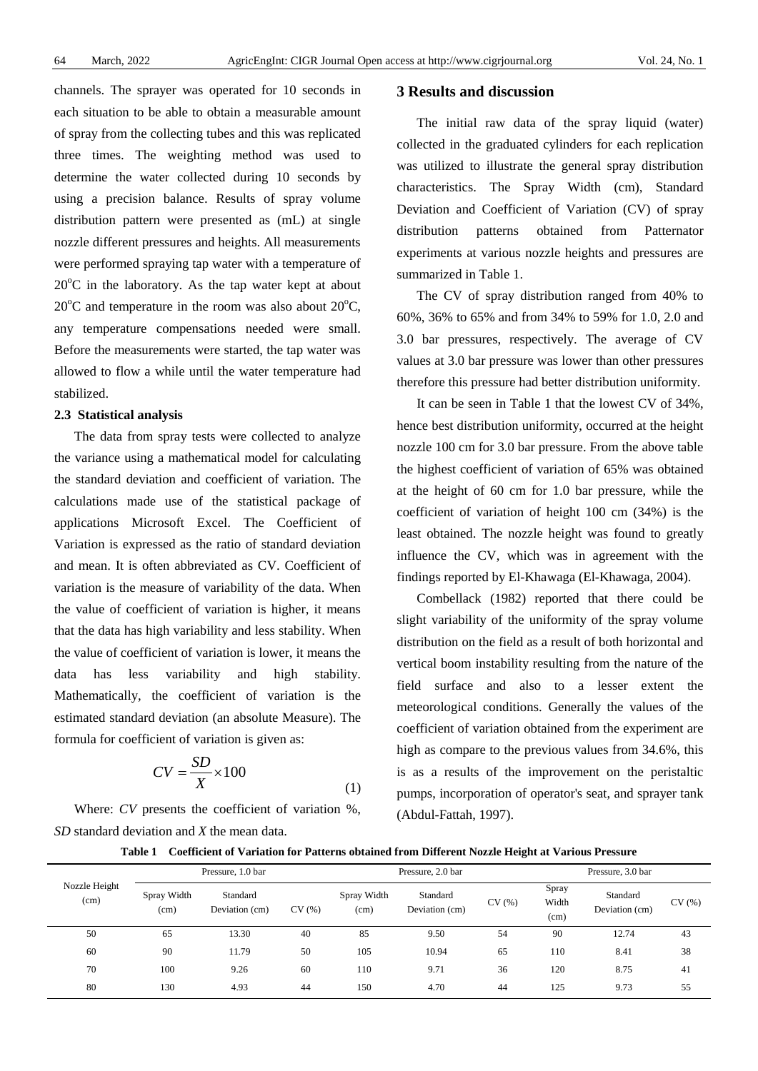channels. The sprayer was operated for 10 seconds in each situation to be able to obtain a measurable amount of spray from the collecting tubes and this was replicated three times. The weighting method was used to determine the water collected during 10 seconds by using a precision balance. Results of spray volume distribution pattern were presented as (mL) at single nozzle different pressures and heights. All measurements were performed spraying tap water with a temperature of 20°C in the laboratory. As the tap water kept at about 20°C and temperature in the room was also about 20°C, any temperature compensations needed were small. Before the measurements were started, the tap water was allowed to flow a while until the water temperature had stabilized.

### 2.3 Statistical analysis

The data from spray tests were collected to analyze the variance using a mathematical model for calculating the standard deviation and coefficient of variation. The calculations made use of the statistical package of applications Microsoft Excel. The Coefficient of Variation is expressed as the ratio of standard deviation and mean. It is often abbreviated as CV. Coefficient of variation is the measure of variability of the data. When the value of coefficient of variation is higher, it means that the data has high variability and less stability. When the value of coefficient of variation is lower, it means the data has less variability and high stability. Mathematically, the coefficient of variation is the estimated standard deviation (an absolute Measure). The formula for coefficient of variation is given as:

$$CV = \frac{SD}{X} \times 100 \quad (1)$$

Where: *CV* presents the coefficient of variation %, *SD* standard deviation and *X* the mean data.

## 3 Results and discussion

The initial raw data of the spray liquid (water) collected in the graduated cylinders for each replication was utilized to illustrate the general spray distribution characteristics. The Spray Width (cm), Standard Deviation and Coefficient of Variation (CV) of spray distribution patterns obtained from Patternator experiments at various nozzle heights and pressures are summarized in Table 1.

The CV of spray distribution ranged from 40% to 60%, 36% to 65% and from 34% to 59% for 1.0, 2.0 and 3.0 bar pressures, respectively. The average of CV values at 3.0 bar pressure was lower than other pressures therefore this pressure had better distribution uniformity.

It can be seen in Table 1 that the lowest CV of 34%, hence best distribution uniformity, occurred at the height nozzle 100 cm for 3.0 bar pressure. From the above table the highest coefficient of variation of 65% was obtained at the height of 60 cm for 1.0 bar pressure, while the coefficient of variation of height 100 cm (34%) is the least obtained. The nozzle height was found to greatly influence the CV, which was in agreement with the findings reported by El-Khawaga (El-Khawaga, 2004).

Combellack (1982) reported that there could be slight variability of the uniformity of the spray volume distribution on the field as a result of both horizontal and vertical boom instability resulting from the nature of the field surface and also to a lesser extent the meteorological conditions. Generally the values of the coefficient of variation obtained from the experiment are high as compare to the previous values from 34.6%, this is as a results of the improvement on the peristaltic pumps, incorporation of operator's seat, and sprayer tank (Abdul-Fattah, 1997).

**Table 1 Coefficient of Variation for Patterns obtained from Different Nozzle Height at Various Pressure**

| Nozzle Height (cm) | Pressure, 1.0 bar | | | Pressure, 2.0 bar | | | Pressure, 3.0 bar | | |
|---|---|---|---|---|---|---|---|---|---|
| | Spray Width (cm) | Standard Deviation (cm) | CV (%) | Spray Width (cm) | Standard Deviation (cm) | CV (%) | Spray Width (cm) | Standard Deviation (cm) | CV (%) |
| 50 | 65 | 13.30 | 40 | 85 | 9.50 | 54 | 90 | 12.74 | 43 |
| 60 | 90 | 11.79 | 50 | 105 | 10.94 | 65 | 110 | 8.41 | 38 |
| 70 | 100 | 9.26 | 60 | 110 | 9.71 | 36 | 120 | 8.75 | 41 |
| 80 | 130 | 4.93 | 44 | 150 | 4.70 | 44 | 125 | 9.73 | 55 |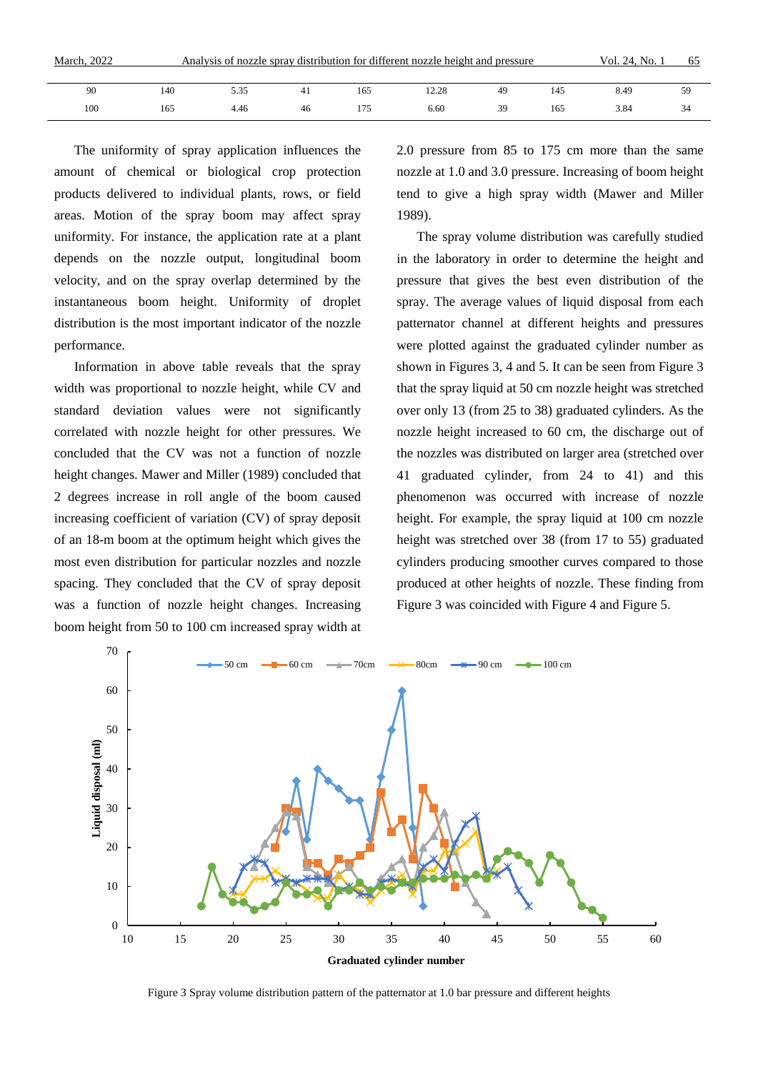| 90 | 140 | 5.35 | 41 | 165 | 12.28 | 49 | 145 | 8.49 | 59 |
|---|---|---|---|---|---|---|---|---|---|
| 100 | 165 | 4.46 | 46 | 175 | 6.60 | 39 | 165 | 3.84 | 34 |

The uniformity of spray application influences the amount of chemical or biological crop protection products delivered to individual plants, rows, or field areas. Motion of the spray boom may affect spray uniformity. For instance, the application rate at a plant depends on the nozzle output, longitudinal boom velocity, and on the spray overlap determined by the instantaneous boom height. Uniformity of droplet distribution is the most important indicator of the nozzle performance.

Information in above table reveals that the spray width was proportional to nozzle height, while CV and standard deviation values were not significantly correlated with nozzle height for other pressures. We concluded that the CV was not a function of nozzle height changes. Mawer and Miller (1989) concluded that 2 degrees increase in roll angle of the boom caused increasing coefficient of variation (CV) of spray deposit of an 18-m boom at the optimum height which gives the most even distribution for particular nozzles and nozzle spacing. They concluded that the CV of spray deposit was a function of nozzle height changes. Increasing boom height from 50 to 100 cm increased spray width at 2.0 pressure from 85 to 175 cm more than the same nozzle at 1.0 and 3.0 pressure. Increasing of boom height tend to give a high spray width (Mawer and Miller 1989).

The spray volume distribution was carefully studied in the laboratory in order to determine the height and pressure that gives the best even distribution of the spray. The average values of liquid disposal from each patternator channel at different heights and pressures were plotted against the graduated cylinder number as shown in Figures 3, 4 and 5. It can be seen from Figure 3 that the spray liquid at 50 cm nozzle height was stretched over only 13 (from 25 to 38) graduated cylinders. As the nozzle height increased to 60 cm, the discharge out of the nozzles was distributed on larger area (stretched over 41 graduated cylinder, from 24 to 41) and this phenomenon was occurred with increase of nozzle height. For example, the spray liquid at 100 cm nozzle height was stretched over 38 (from 17 to 55) graduated cylinders producing smoother curves compared to those produced at other heights of nozzle. These finding from Figure 3 was coincided with Figure 4 and Figure 5.

Figure 3 Spray volume distribution pattern of the patternator at 1.0 bar pressure and different heights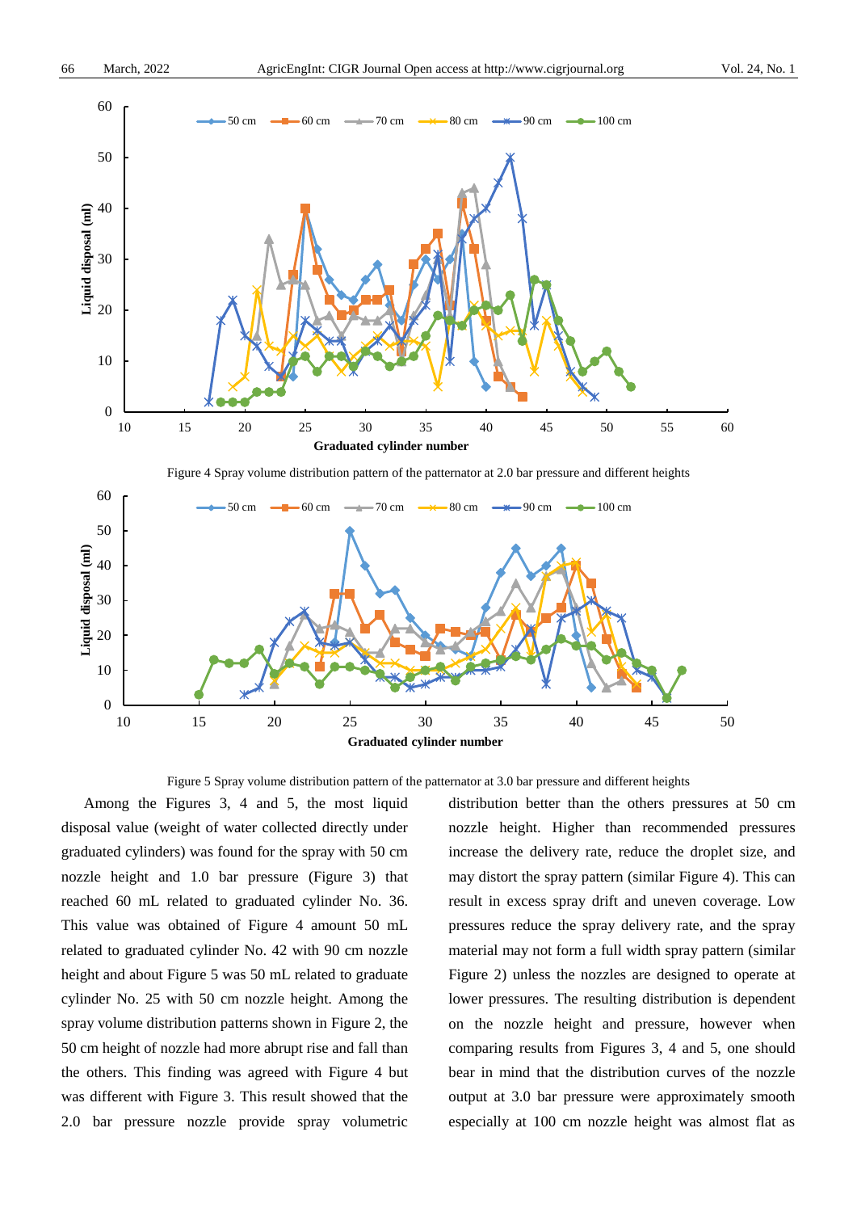Figure 4 Spray volume distribution pattern of the patternator at 2.0 bar pressure and different heights

Figure 5 Spray volume distribution pattern of the patternator at 3.0 bar pressure and different heights

Among the Figures 3, 4 and 5, the most liquid disposal value (weight of water collected directly under graduated cylinders) was found for the spray with 50 cm nozzle height and 1.0 bar pressure (Figure 3) that reached 60 mL related to graduated cylinder No. 36. This value was obtained of Figure 4 amount 50 mL related to graduated cylinder No. 42 with 90 cm nozzle height and about Figure 5 was 50 mL related to graduate cylinder No. 25 with 50 cm nozzle height. Among the spray volume distribution patterns shown in Figure 2, the 50 cm height of nozzle had more abrupt rise and fall than the others. This finding was agreed with Figure 4 but was different with Figure 3. This result showed that the 2.0 bar pressure nozzle provide spray volumetric distribution better than the others pressures at 50 cm nozzle height. Higher than recommended pressures increase the delivery rate, reduce the droplet size, and may distort the spray pattern (similar Figure 4). This can result in excess spray drift and uneven coverage. Low pressures reduce the spray delivery rate, and the spray material may not form a full width spray pattern (similar Figure 2) unless the nozzles are designed to operate at lower pressures. The resulting distribution is dependent on the nozzle height and pressure, however when comparing results from Figures 3, 4 and 5, one should bear in mind that the distribution curves of the nozzle output at 3.0 bar pressure were approximately smooth especially at 100 cm nozzle height was almost flat as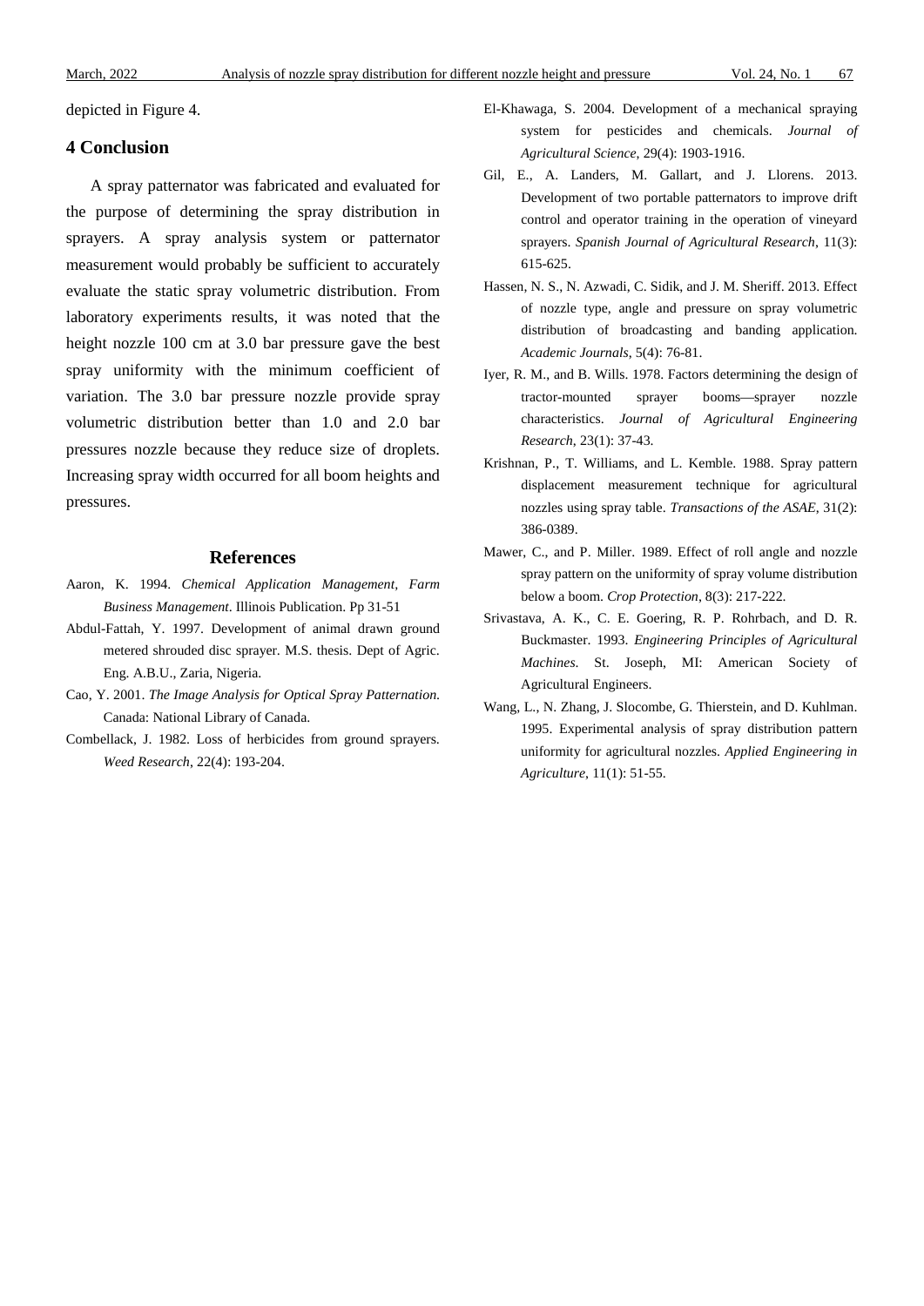depicted in Figure 4.

## 4 Conclusion

A spray patternator was fabricated and evaluated for the purpose of determining the spray distribution in sprayers. A spray analysis system or patternator measurement would probably be sufficient to accurately evaluate the static spray volumetric distribution. From laboratory experiments results, it was noted that the height nozzle 100 cm at 3.0 bar pressure gave the best spray uniformity with the minimum coefficient of variation. The 3.0 bar pressure nozzle provide spray volumetric distribution better than 1.0 and 2.0 bar pressures nozzle because they reduce size of droplets. Increasing spray width occurred for all boom heights and pressures.

## References

Aaron, K. 1994. *Chemical Application Management, Farm Business Management*. Illinois Publication. Pp 31-51

Abdul-Fattah, Y. 1997. Development of animal drawn ground metered shrouded disc sprayer. M.S. thesis. Dept of Agric. Eng. A.B.U., Zaria, Nigeria.

Cao, Y. 2001. *The Image Analysis for Optical Spray Patternation.* Canada: National Library of Canada.

Combellack, J. 1982. Loss of herbicides from ground sprayers. *Weed Research*, 22(4): 193-204.

El-Khawaga, S. 2004. Development of a mechanical spraying system for pesticides and chemicals. *Journal of Agricultural Science*, 29(4): 1903-1916.

Gil, E., A. Landers, M. Gallart, and J. Llorens. 2013. Development of two portable patternators to improve drift control and operator training in the operation of vineyard sprayers. *Spanish Journal of Agricultural Research*, 11(3): 615-625.

Hassen, N. S., N. Azwadi, C. Sidik, and J. M. Sheriff. 2013. Effect of nozzle type, angle and pressure on spray volumetric distribution of broadcasting and banding application. *Academic Journals*, 5(4): 76-81.

Iyer, R. M., and B. Wills. 1978. Factors determining the design of tractor-mounted sprayer booms—sprayer nozzle characteristics. *Journal of Agricultural Engineering Research*, 23(1): 37-43.

Krishnan, P., T. Williams, and L. Kemble. 1988. Spray pattern displacement measurement technique for agricultural nozzles using spray table. *Transactions of the ASAE*, 31(2): 386-0389.

Mawer, C., and P. Miller. 1989. Effect of roll angle and nozzle spray pattern on the uniformity of spray volume distribution below a boom. *Crop Protection*, 8(3): 217-222.

Srivastava, A. K., C. E. Goering, R. P. Rohrbach, and D. R. Buckmaster. 1993. *Engineering Principles of Agricultural Machines*. St. Joseph, MI: American Society of Agricultural Engineers.

Wang, L., N. Zhang, J. Slocombe, G. Thierstein, and D. Kuhlman. 1995. Experimental analysis of spray distribution pattern uniformity for agricultural nozzles. *Applied Engineering in Agriculture*, 11(1): 51-55.